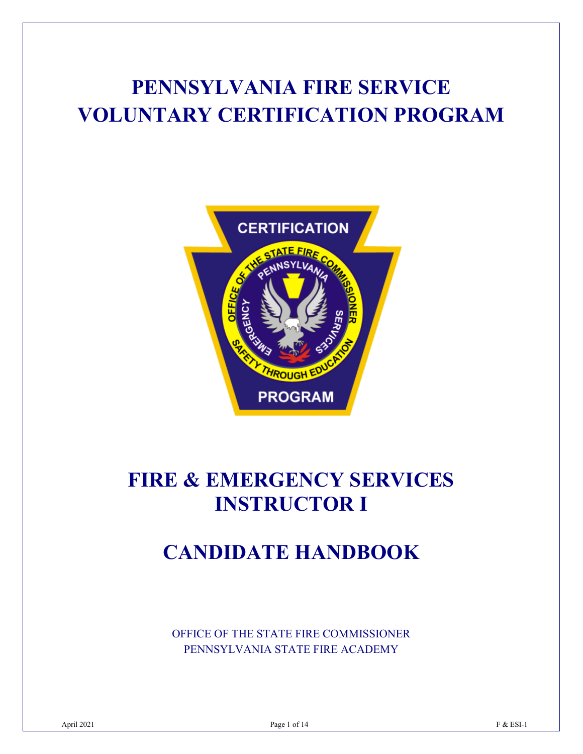# PENNSYLVANIA FIRE SERVICE VOLUNTARY CERTIFICATION PROGRAM

# FIRE & EMERGENCY SERVICES INSTRUCTOR I

# CANDIDATE HANDBOOK

OFFICE OF THE STATE FIRE COMMISSIONER
PENNSYLVANIA STATE FIRE ACADEMY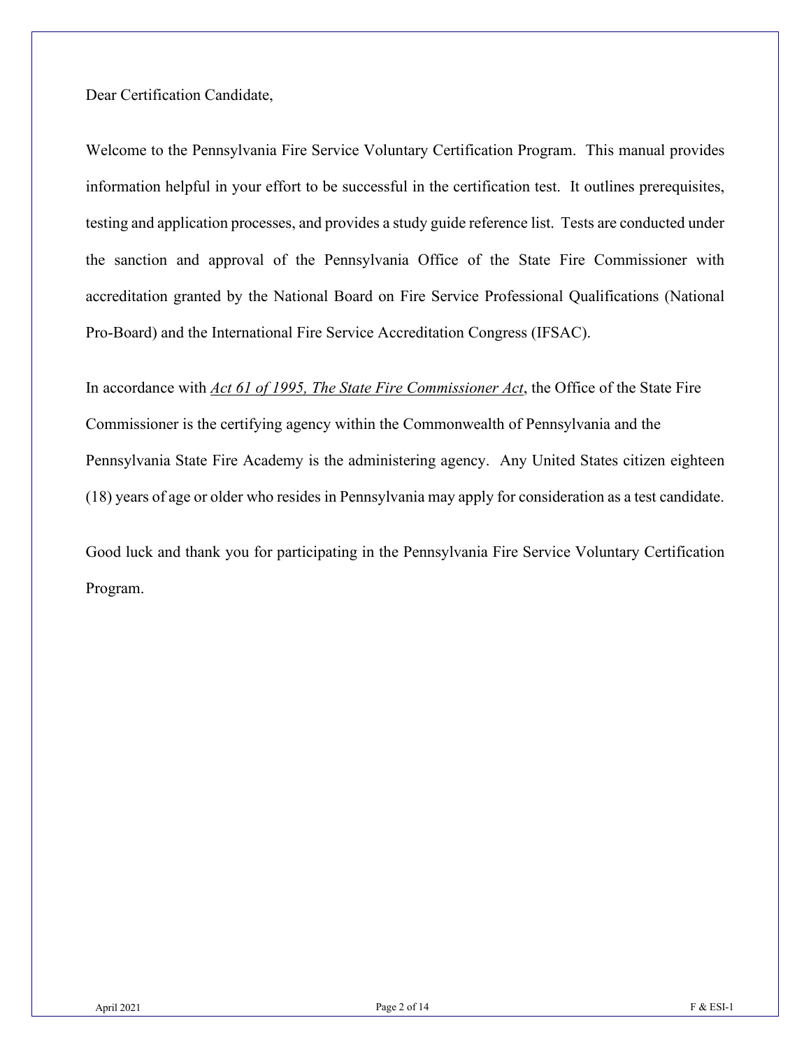Dear Certification Candidate,

Welcome to the Pennsylvania Fire Service Voluntary Certification Program. This manual provides information helpful in your effort to be successful in the certification test. It outlines prerequisites, testing and application processes, and provides a study guide reference list. Tests are conducted under the sanction and approval of the Pennsylvania Office of the State Fire Commissioner with accreditation granted by the National Board on Fire Service Professional Qualifications (National Pro-Board) and the International Fire Service Accreditation Congress (IFSAC).

In accordance with *Act 61 of 1995, The State Fire Commissioner Act*, the Office of the State Fire Commissioner is the certifying agency within the Commonwealth of Pennsylvania and the Pennsylvania State Fire Academy is the administering agency. Any United States citizen eighteen (18) years of age or older who resides in Pennsylvania may apply for consideration as a test candidate.

Good luck and thank you for participating in the Pennsylvania Fire Service Voluntary Certification Program.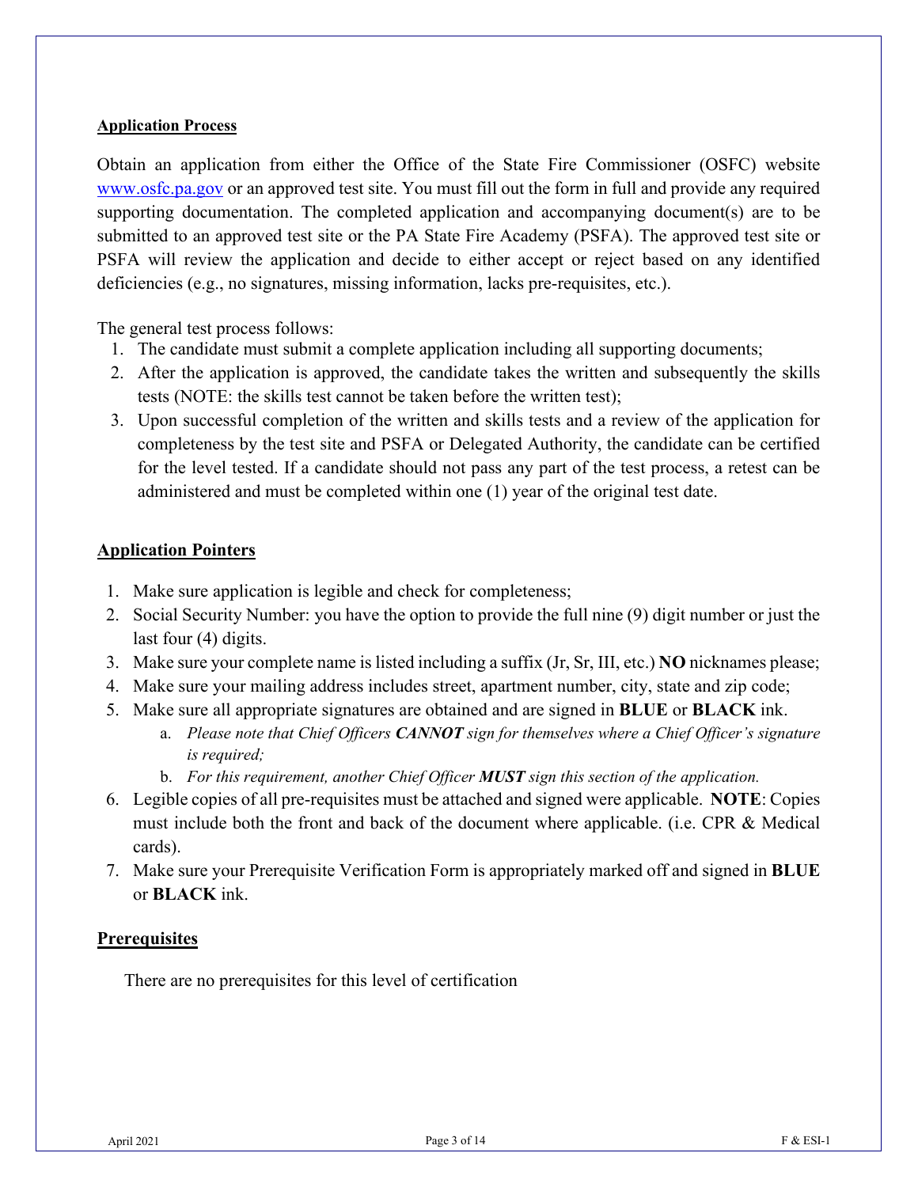## Application Process

Obtain an application from either the Office of the State Fire Commissioner (OSFC) website [www.osfc.pa.gov](http://www.osfc.pa.gov) or an approved test site. You must fill out the form in full and provide any required supporting documentation. The completed application and accompanying document(s) are to be submitted to an approved test site or the PA State Fire Academy (PSFA). The approved test site or PSFA will review the application and decide to either accept or reject based on any identified deficiencies (e.g., no signatures, missing information, lacks pre-requisites, etc.).

The general test process follows:

1. The candidate must submit a complete application including all supporting documents;
2. After the application is approved, the candidate takes the written and subsequently the skills tests (NOTE: the skills test cannot be taken before the written test);
3. Upon successful completion of the written and skills tests and a review of the application for completeness by the test site and PSFA or Delegated Authority, the candidate can be certified for the level tested. If a candidate should not pass any part of the test process, a retest can be administered and must be completed within one (1) year of the original test date.

## Application Pointers

1. Make sure application is legible and check for completeness;
2. Social Security Number: you have the option to provide the full nine (9) digit number or just the last four (4) digits.
3. Make sure your complete name is listed including a suffix (Jr, Sr, III, etc.) **NO** nicknames please;
4. Make sure your mailing address includes street, apartment number, city, state and zip code;
5. Make sure all appropriate signatures are obtained and are signed in **BLUE** or **BLACK** ink.
   a. *Please note that Chief Officers **CANNOT** sign for themselves where a Chief Officer's signature is required;*
   b. *For this requirement, another Chief Officer **MUST** sign this section of the application.*
6. Legible copies of all pre-requisites must be attached and signed were applicable. **NOTE**: Copies must include both the front and back of the document where applicable. (i.e. CPR & Medical cards).
7. Make sure your Prerequisite Verification Form is appropriately marked off and signed in **BLUE** or **BLACK** ink.

## Prerequisites

There are no prerequisites for this level of certification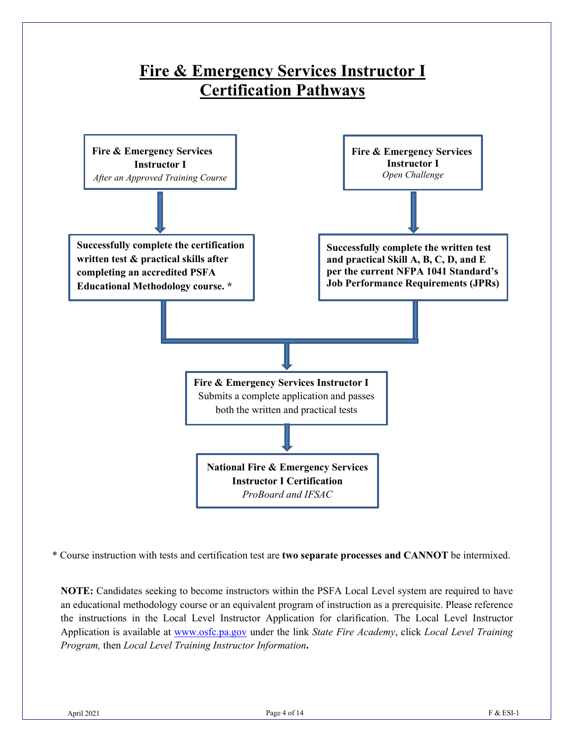# Fire & Emergency Services Instructor I Certification Pathways

**Fire & Emergency Services Instructor I**
*After an Approved Training Course*

**Successfully complete the certification written test & practical skills after completing an accredited PSFA Educational Methodology course. ***

**Fire & Emergency Services Instructor I**
*Open Challenge*

**Successfully complete the written test and practical Skill A, B, C, D, and E per the current NFPA 1041 Standard's Job Performance Requirements (JPRs)**

**Fire & Emergency Services Instructor I**
Submits a complete application and passes both the written and practical tests

**National Fire & Emergency Services Instructor I Certification**
*ProBoard and IFSAC*

* Course instruction with tests and certification test are **two separate processes and CANNOT** be intermixed.

**NOTE:** Candidates seeking to become instructors within the PSFA Local Level system are required to have an educational methodology course or an equivalent program of instruction as a prerequisite. Please reference the instructions in the Local Level Instructor Application for clarification. The Local Level Instructor Application is available at www.osfc.pa.gov under the link *State Fire Academy*, click *Local Level Training Program,* then *Local Level Training Instructor Information***.**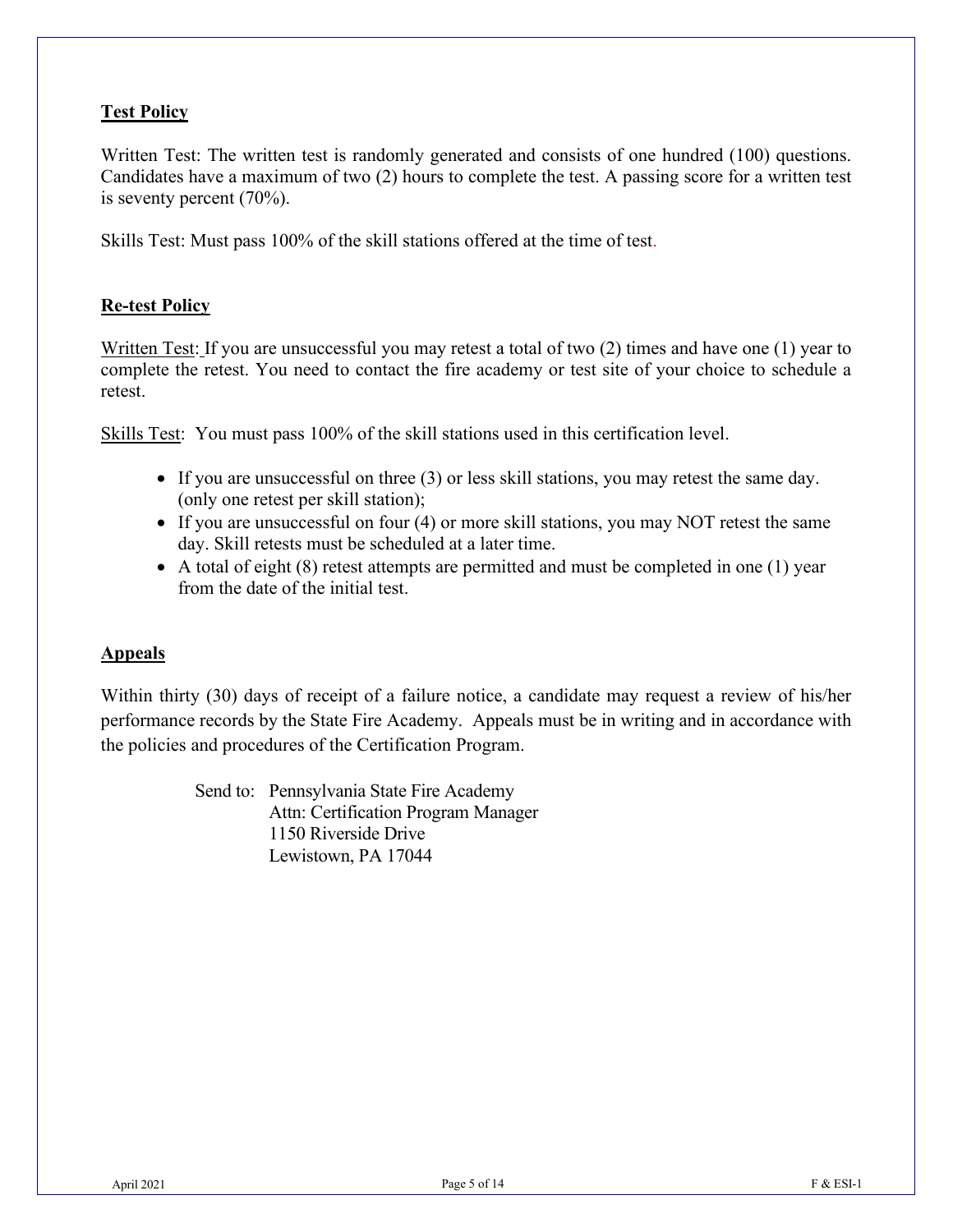## Test Policy

Written Test: The written test is randomly generated and consists of one hundred (100) questions. Candidates have a maximum of two (2) hours to complete the test. A passing score for a written test is seventy percent (70%).

Skills Test: Must pass 100% of the skill stations offered at the time of test.

## Re-test Policy

Written Test: If you are unsuccessful you may retest a total of two (2) times and have one (1) year to complete the retest. You need to contact the fire academy or test site of your choice to schedule a retest.

Skills Test: You must pass 100% of the skill stations used in this certification level.

- If you are unsuccessful on three (3) or less skill stations, you may retest the same day. (only one retest per skill station);
- If you are unsuccessful on four (4) or more skill stations, you may NOT retest the same day. Skill retests must be scheduled at a later time.
- A total of eight (8) retest attempts are permitted and must be completed in one (1) year from the date of the initial test.

## Appeals

Within thirty (30) days of receipt of a failure notice, a candidate may request a review of his/her performance records by the State Fire Academy. Appeals must be in writing and in accordance with the policies and procedures of the Certification Program.

Send to: Pennsylvania State Fire Academy
Attn: Certification Program Manager
1150 Riverside Drive
Lewistown, PA 17044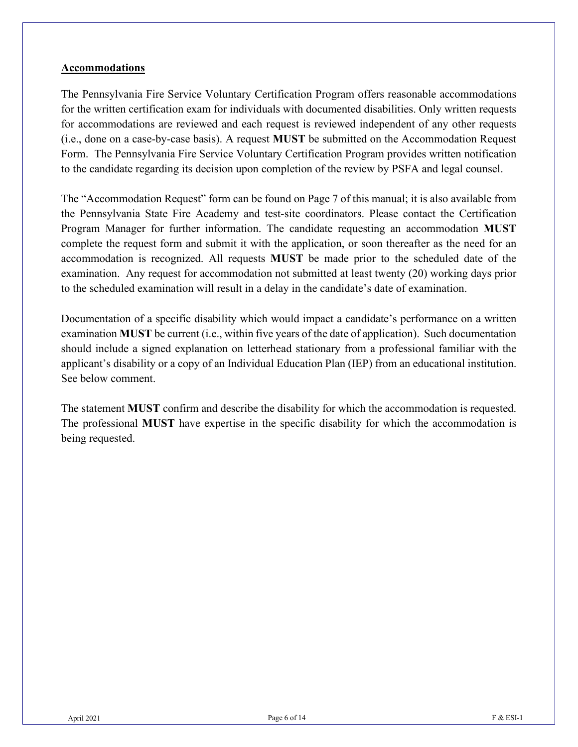## Accommodations

The Pennsylvania Fire Service Voluntary Certification Program offers reasonable accommodations for the written certification exam for individuals with documented disabilities. Only written requests for accommodations are reviewed and each request is reviewed independent of any other requests (i.e., done on a case-by-case basis). A request **MUST** be submitted on the Accommodation Request Form. The Pennsylvania Fire Service Voluntary Certification Program provides written notification to the candidate regarding its decision upon completion of the review by PSFA and legal counsel.

The "Accommodation Request" form can be found on Page 7 of this manual; it is also available from the Pennsylvania State Fire Academy and test-site coordinators. Please contact the Certification Program Manager for further information. The candidate requesting an accommodation **MUST** complete the request form and submit it with the application, or soon thereafter as the need for an accommodation is recognized. All requests **MUST** be made prior to the scheduled date of the examination. Any request for accommodation not submitted at least twenty (20) working days prior to the scheduled examination will result in a delay in the candidate's date of examination.

Documentation of a specific disability which would impact a candidate's performance on a written examination **MUST** be current (i.e., within five years of the date of application). Such documentation should include a signed explanation on letterhead stationary from a professional familiar with the applicant's disability or a copy of an Individual Education Plan (IEP) from an educational institution. See below comment.

The statement **MUST** confirm and describe the disability for which the accommodation is requested. The professional **MUST** have expertise in the specific disability for which the accommodation is being requested.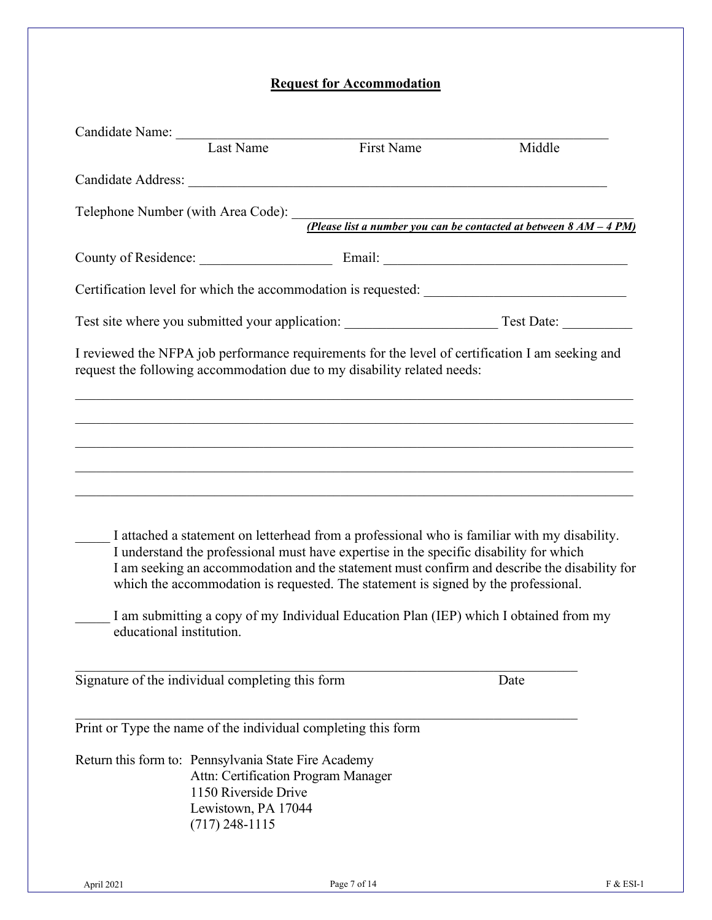## Request for Accommodation

Candidate Name: ___________________________________________________________________

Last Name First Name Middle

Candidate Address: _______________________________________________________________

Telephone Number (with Area Code): ______________________________________________

***(Please list a number you can be contacted at between 8 AM – 4 PM)***

County of Residence: ___________________ Email: ___________________________________

Certification level for which the accommodation is requested: _____________________________

Test site where you submitted your application: ______________________ Test Date: __________

I reviewed the NFPA job performance requirements for the level of certification I am seeking and request the following accommodation due to my disability related needs:

___________________________________________________________________________

___________________________________________________________________________

___________________________________________________________________________

___________________________________________________________________________

___________________________________________________________________________

_____ I attached a statement on letterhead from a professional who is familiar with my disability. I understand the professional must have expertise in the specific disability for which I am seeking an accommodation and the statement must confirm and describe the disability for which the accommodation is requested. The statement is signed by the professional.

_____ I am submitting a copy of my Individual Education Plan (IEP) which I obtained from my educational institution.

___________________________________________________________________________

Signature of the individual completing this form Date

___________________________________________________________________________

Print or Type the name of the individual completing this form

Return this form to: Pennsylvania State Fire Academy
Attn: Certification Program Manager
1150 Riverside Drive
Lewistown, PA 17044
(717) 248-1115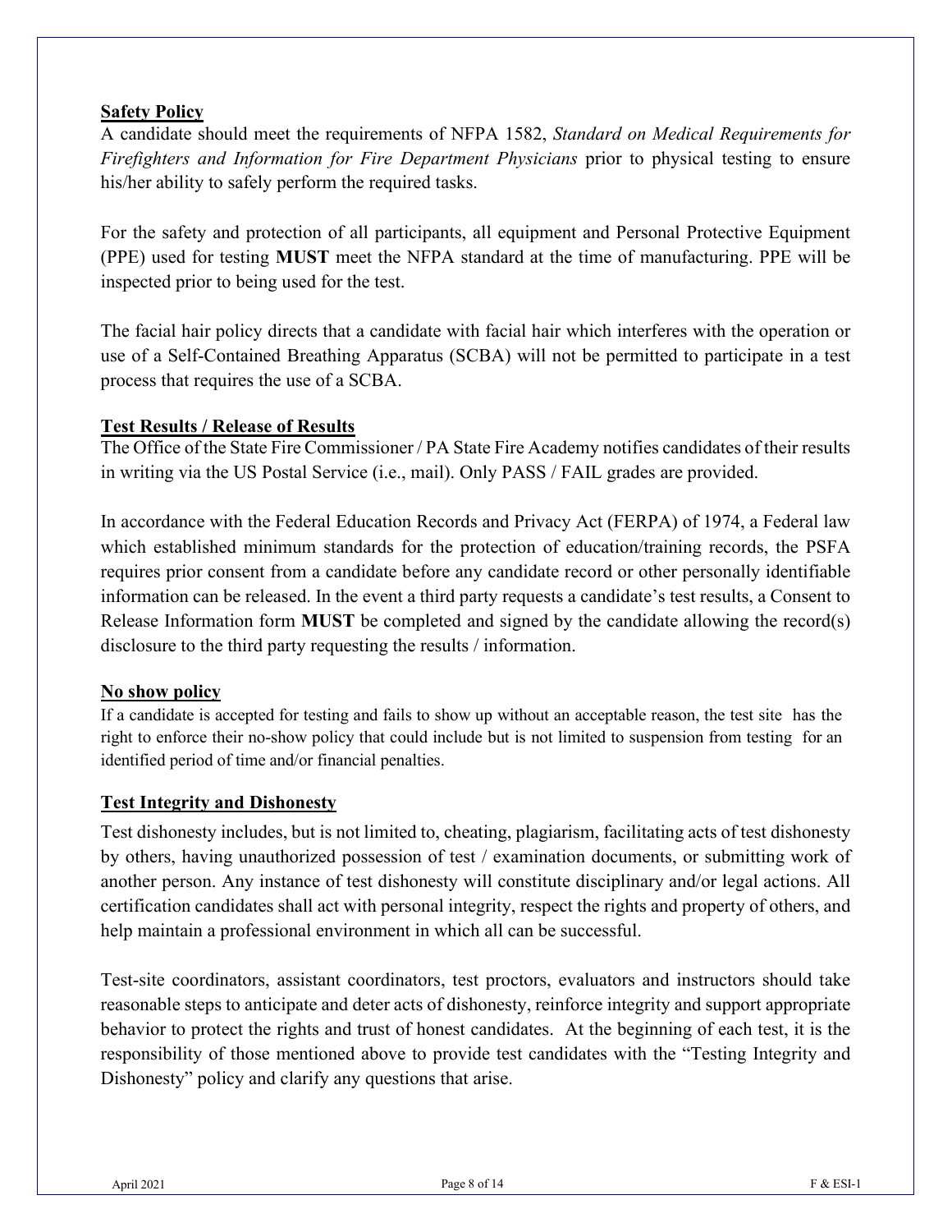**Safety Policy**

A candidate should meet the requirements of NFPA 1582, *Standard on Medical Requirements for Firefighters and Information for Fire Department Physicians* prior to physical testing to ensure his/her ability to safely perform the required tasks.

For the safety and protection of all participants, all equipment and Personal Protective Equipment (PPE) used for testing **MUST** meet the NFPA standard at the time of manufacturing. PPE will be inspected prior to being used for the test.

The facial hair policy directs that a candidate with facial hair which interferes with the operation or use of a Self-Contained Breathing Apparatus (SCBA) will not be permitted to participate in a test process that requires the use of a SCBA.

**Test Results / Release of Results**

The Office of the State Fire Commissioner / PA State Fire Academy notifies candidates of their results in writing via the US Postal Service (i.e., mail). Only PASS / FAIL grades are provided.

In accordance with the Federal Education Records and Privacy Act (FERPA) of 1974, a Federal law which established minimum standards for the protection of education/training records, the PSFA requires prior consent from a candidate before any candidate record or other personally identifiable information can be released. In the event a third party requests a candidate's test results, a Consent to Release Information form **MUST** be completed and signed by the candidate allowing the record(s) disclosure to the third party requesting the results / information.

**No show policy**

If a candidate is accepted for testing and fails to show up without an acceptable reason, the test site has the right to enforce their no-show policy that could include but is not limited to suspension from testing for an identified period of time and/or financial penalties.

**Test Integrity and Dishonesty**

Test dishonesty includes, but is not limited to, cheating, plagiarism, facilitating acts of test dishonesty by others, having unauthorized possession of test / examination documents, or submitting work of another person. Any instance of test dishonesty will constitute disciplinary and/or legal actions. All certification candidates shall act with personal integrity, respect the rights and property of others, and help maintain a professional environment in which all can be successful.

Test-site coordinators, assistant coordinators, test proctors, evaluators and instructors should take reasonable steps to anticipate and deter acts of dishonesty, reinforce integrity and support appropriate behavior to protect the rights and trust of honest candidates. At the beginning of each test, it is the responsibility of those mentioned above to provide test candidates with the "Testing Integrity and Dishonesty" policy and clarify any questions that arise.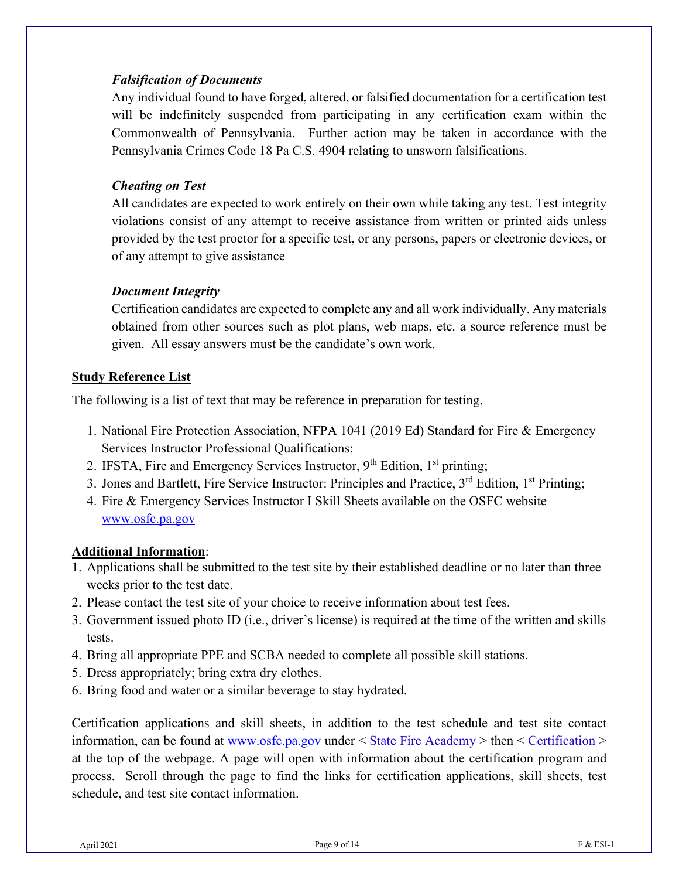***Falsification of Documents***

Any individual found to have forged, altered, or falsified documentation for a certification test will be indefinitely suspended from participating in any certification exam within the Commonwealth of Pennsylvania. Further action may be taken in accordance with the Pennsylvania Crimes Code 18 Pa C.S. 4904 relating to unsworn falsifications.

***Cheating on Test***

All candidates are expected to work entirely on their own while taking any test. Test integrity violations consist of any attempt to receive assistance from written or printed aids unless provided by the test proctor for a specific test, or any persons, papers or electronic devices, or of any attempt to give assistance

***Document Integrity***

Certification candidates are expected to complete any and all work individually. Any materials obtained from other sources such as plot plans, web maps, etc. a source reference must be given. All essay answers must be the candidate's own work.

**Study Reference List**

The following is a list of text that may be reference in preparation for testing.

1. National Fire Protection Association, NFPA 1041 (2019 Ed) Standard for Fire & Emergency Services Instructor Professional Qualifications;
2. IFSTA, Fire and Emergency Services Instructor, 9th Edition, 1st printing;
3. Jones and Bartlett, Fire Service Instructor: Principles and Practice, 3rd Edition, 1st Printing;
4. Fire & Emergency Services Instructor I Skill Sheets available on the OSFC website www.osfc.pa.gov

**Additional Information**:

1. Applications shall be submitted to the test site by their established deadline or no later than three weeks prior to the test date.
2. Please contact the test site of your choice to receive information about test fees.
3. Government issued photo ID (i.e., driver's license) is required at the time of the written and skills tests.
4. Bring all appropriate PPE and SCBA needed to complete all possible skill stations.
5. Dress appropriately; bring extra dry clothes.
6. Bring food and water or a similar beverage to stay hydrated.

Certification applications and skill sheets, in addition to the test schedule and test site contact information, can be found at www.osfc.pa.gov under < State Fire Academy > then < Certification > at the top of the webpage. A page will open with information about the certification program and process. Scroll through the page to find the links for certification applications, skill sheets, test schedule, and test site contact information.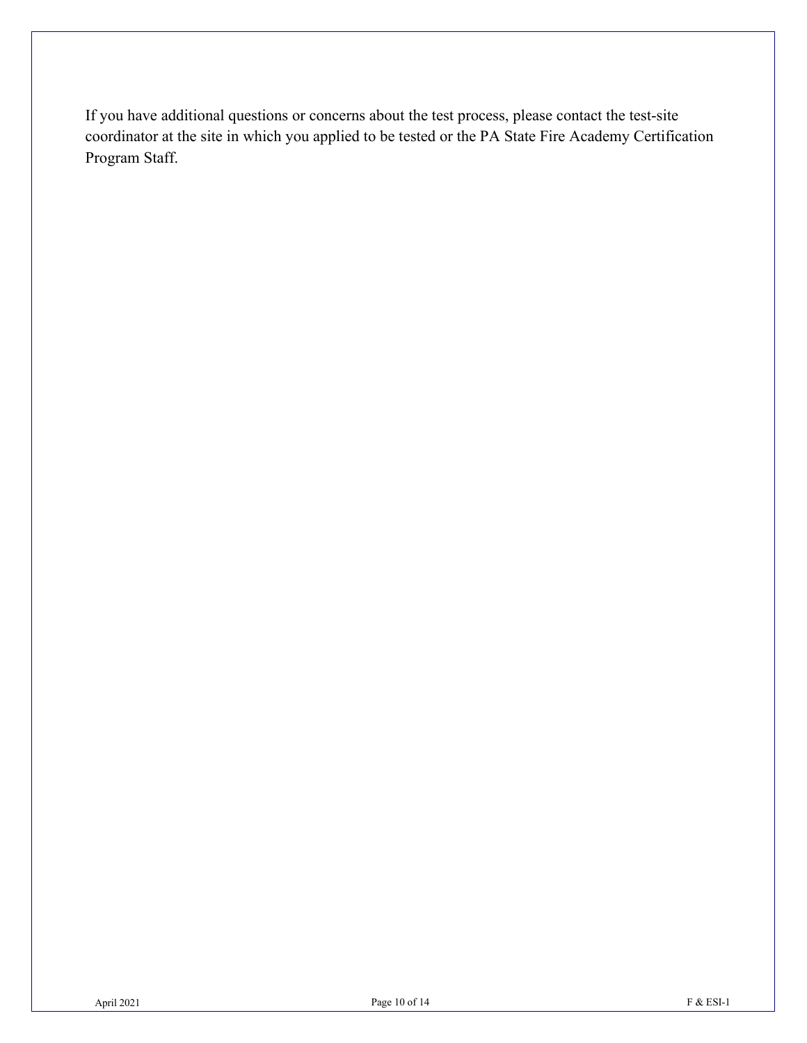If you have additional questions or concerns about the test process, please contact the test-site coordinator at the site in which you applied to be tested or the PA State Fire Academy Certification Program Staff.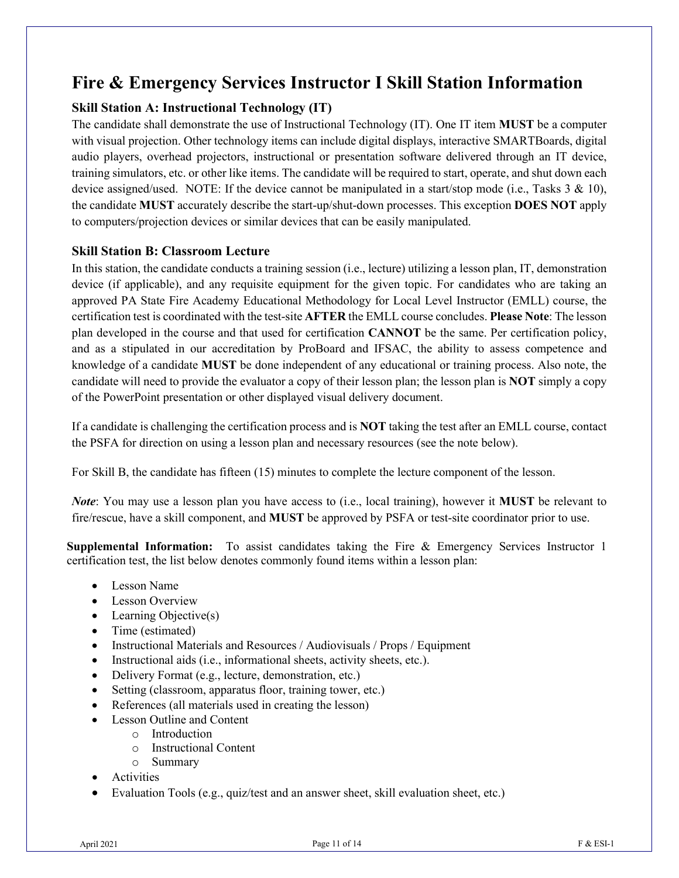# Fire & Emergency Services Instructor I Skill Station Information

### Skill Station A: Instructional Technology (IT)

The candidate shall demonstrate the use of Instructional Technology (IT). One IT item **MUST** be a computer with visual projection. Other technology items can include digital displays, interactive SMARTBoards, digital audio players, overhead projectors, instructional or presentation software delivered through an IT device, training simulators, etc. or other like items. The candidate will be required to start, operate, and shut down each device assigned/used. NOTE: If the device cannot be manipulated in a start/stop mode (i.e., Tasks 3 & 10), the candidate **MUST** accurately describe the start-up/shut-down processes. This exception **DOES NOT** apply to computers/projection devices or similar devices that can be easily manipulated.

### Skill Station B: Classroom Lecture

In this station, the candidate conducts a training session (i.e., lecture) utilizing a lesson plan, IT, demonstration device (if applicable), and any requisite equipment for the given topic. For candidates who are taking an approved PA State Fire Academy Educational Methodology for Local Level Instructor (EMLL) course, the certification test is coordinated with the test-site **AFTER** the EMLL course concludes. **Please Note**: The lesson plan developed in the course and that used for certification **CANNOT** be the same. Per certification policy, and as a stipulated in our accreditation by ProBoard and IFSAC, the ability to assess competence and knowledge of a candidate **MUST** be done independent of any educational or training process. Also note, the candidate will need to provide the evaluator a copy of their lesson plan; the lesson plan is **NOT** simply a copy of the PowerPoint presentation or other displayed visual delivery document.

If a candidate is challenging the certification process and is **NOT** taking the test after an EMLL course, contact the PSFA for direction on using a lesson plan and necessary resources (see the note below).

For Skill B, the candidate has fifteen (15) minutes to complete the lecture component of the lesson.

***Note***: You may use a lesson plan you have access to (i.e., local training), however it **MUST** be relevant to fire/rescue, have a skill component, and **MUST** be approved by PSFA or test-site coordinator prior to use.

**Supplemental Information:** To assist candidates taking the Fire & Emergency Services Instructor 1 certification test, the list below denotes commonly found items within a lesson plan:

- Lesson Name
- Lesson Overview
- Learning Objective(s)
- Time (estimated)
- Instructional Materials and Resources / Audiovisuals / Props / Equipment
- Instructional aids (i.e., informational sheets, activity sheets, etc.).
- Delivery Format (e.g., lecture, demonstration, etc.)
- Setting (classroom, apparatus floor, training tower, etc.)
- References (all materials used in creating the lesson)
- Lesson Outline and Content
  - Introduction
  - Instructional Content
  - Summary
- Activities
- Evaluation Tools (e.g., quiz/test and an answer sheet, skill evaluation sheet, etc.)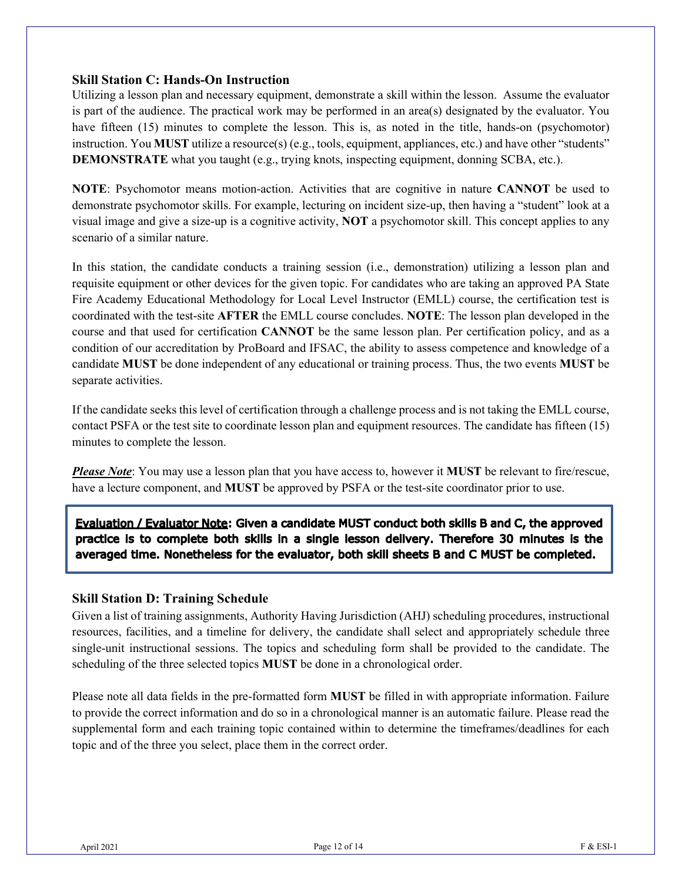### Skill Station C: Hands-On Instruction

Utilizing a lesson plan and necessary equipment, demonstrate a skill within the lesson. Assume the evaluator is part of the audience. The practical work may be performed in an area(s) designated by the evaluator. You have fifteen (15) minutes to complete the lesson. This is, as noted in the title, hands-on (psychomotor) instruction. You **MUST** utilize a resource(s) (e.g., tools, equipment, appliances, etc.) and have other "students" **DEMONSTRATE** what you taught (e.g., trying knots, inspecting equipment, donning SCBA, etc.).

**NOTE**: Psychomotor means motion-action. Activities that are cognitive in nature **CANNOT** be used to demonstrate psychomotor skills. For example, lecturing on incident size-up, then having a "student" look at a visual image and give a size-up is a cognitive activity, **NOT** a psychomotor skill. This concept applies to any scenario of a similar nature.

In this station, the candidate conducts a training session (i.e., demonstration) utilizing a lesson plan and requisite equipment or other devices for the given topic. For candidates who are taking an approved PA State Fire Academy Educational Methodology for Local Level Instructor (EMLL) course, the certification test is coordinated with the test-site **AFTER** the EMLL course concludes. **NOTE**: The lesson plan developed in the course and that used for certification **CANNOT** be the same lesson plan. Per certification policy, and as a condition of our accreditation by ProBoard and IFSAC, the ability to assess competence and knowledge of a candidate **MUST** be done independent of any educational or training process. Thus, the two events **MUST** be separate activities.

If the candidate seeks this level of certification through a challenge process and is not taking the EMLL course, contact PSFA or the test site to coordinate lesson plan and equipment resources. The candidate has fifteen (15) minutes to complete the lesson.

***Please Note***: You may use a lesson plan that you have access to, however it **MUST** be relevant to fire/rescue, have a lecture component, and **MUST** be approved by PSFA or the test-site coordinator prior to use.

**Evaluation / Evaluator Note: Given a candidate MUST conduct both skills B and C, the approved practice is to complete both skills in a single lesson delivery. Therefore 30 minutes is the averaged time. Nonetheless for the evaluator, both skill sheets B and C MUST be completed.**

### Skill Station D: Training Schedule

Given a list of training assignments, Authority Having Jurisdiction (AHJ) scheduling procedures, instructional resources, facilities, and a timeline for delivery, the candidate shall select and appropriately schedule three single-unit instructional sessions. The topics and scheduling form shall be provided to the candidate. The scheduling of the three selected topics **MUST** be done in a chronological order.

Please note all data fields in the pre-formatted form **MUST** be filled in with appropriate information. Failure to provide the correct information and do so in a chronological manner is an automatic failure. Please read the supplemental form and each training topic contained within to determine the timeframes/deadlines for each topic and of the three you select, place them in the correct order.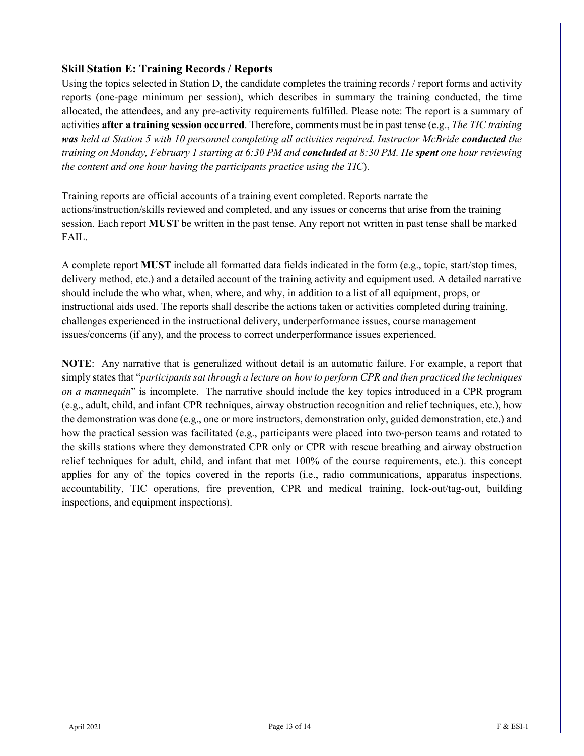### Skill Station E: Training Records / Reports

Using the topics selected in Station D, the candidate completes the training records / report forms and activity reports (one-page minimum per session), which describes in summary the training conducted, the time allocated, the attendees, and any pre-activity requirements fulfilled. Please note: The report is a summary of activities **after a training session occurred**. Therefore, comments must be in past tense (e.g., *The TIC training **was** held at Station 5 with 10 personnel completing all activities required. Instructor McBride **conducted** the training on Monday, February 1 starting at 6:30 PM and **concluded** at 8:30 PM. He **spent** one hour reviewing the content and one hour having the participants practice using the TIC*).

Training reports are official accounts of a training event completed. Reports narrate the actions/instruction/skills reviewed and completed, and any issues or concerns that arise from the training session. Each report **MUST** be written in the past tense. Any report not written in past tense shall be marked FAIL.

A complete report **MUST** include all formatted data fields indicated in the form (e.g., topic, start/stop times, delivery method, etc.) and a detailed account of the training activity and equipment used. A detailed narrative should include the who what, when, where, and why, in addition to a list of all equipment, props, or instructional aids used. The reports shall describe the actions taken or activities completed during training, challenges experienced in the instructional delivery, underperformance issues, course management issues/concerns (if any), and the process to correct underperformance issues experienced.

**NOTE**: Any narrative that is generalized without detail is an automatic failure. For example, a report that simply states that "*participants sat through a lecture on how to perform CPR and then practiced the techniques on a mannequin*" is incomplete. The narrative should include the key topics introduced in a CPR program (e.g., adult, child, and infant CPR techniques, airway obstruction recognition and relief techniques, etc.), how the demonstration was done (e.g., one or more instructors, demonstration only, guided demonstration, etc.) and how the practical session was facilitated (e.g., participants were placed into two-person teams and rotated to the skills stations where they demonstrated CPR only or CPR with rescue breathing and airway obstruction relief techniques for adult, child, and infant that met 100% of the course requirements, etc.). this concept applies for any of the topics covered in the reports (i.e., radio communications, apparatus inspections, accountability, TIC operations, fire prevention, CPR and medical training, lock-out/tag-out, building inspections, and equipment inspections).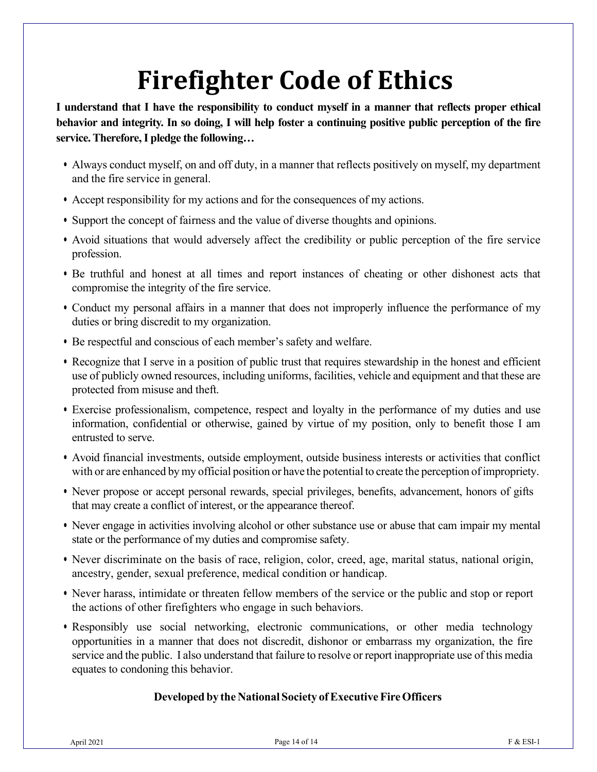# Firefighter Code of Ethics

**I understand that I have the responsibility to conduct myself in a manner that reflects proper ethical behavior and integrity. In so doing, I will help foster a continuing positive public perception of the fire service. Therefore, I pledge the following…**

- Always conduct myself, on and off duty, in a manner that reflects positively on myself, my department and the fire service in general.
- Accept responsibility for my actions and for the consequences of my actions.
- Support the concept of fairness and the value of diverse thoughts and opinions.
- Avoid situations that would adversely affect the credibility or public perception of the fire service profession.
- Be truthful and honest at all times and report instances of cheating or other dishonest acts that compromise the integrity of the fire service.
- Conduct my personal affairs in a manner that does not improperly influence the performance of my duties or bring discredit to my organization.
- Be respectful and conscious of each member's safety and welfare.
- Recognize that I serve in a position of public trust that requires stewardship in the honest and efficient use of publicly owned resources, including uniforms, facilities, vehicle and equipment and that these are protected from misuse and theft.
- Exercise professionalism, competence, respect and loyalty in the performance of my duties and use information, confidential or otherwise, gained by virtue of my position, only to benefit those I am entrusted to serve.
- Avoid financial investments, outside employment, outside business interests or activities that conflict with or are enhanced by my official position or have the potential to create the perception of impropriety.
- Never propose or accept personal rewards, special privileges, benefits, advancement, honors of gifts that may create a conflict of interest, or the appearance thereof.
- Never engage in activities involving alcohol or other substance use or abuse that cam impair my mental state or the performance of my duties and compromise safety.
- Never discriminate on the basis of race, religion, color, creed, age, marital status, national origin, ancestry, gender, sexual preference, medical condition or handicap.
- Never harass, intimidate or threaten fellow members of the service or the public and stop or report the actions of other firefighters who engage in such behaviors.
- Responsibly use social networking, electronic communications, or other media technology opportunities in a manner that does not discredit, dishonor or embarrass my organization, the fire service and the public. I also understand that failure to resolve or report inappropriate use of this media equates to condoning this behavior.

**Developed by the National Society of Executive Fire Officers**